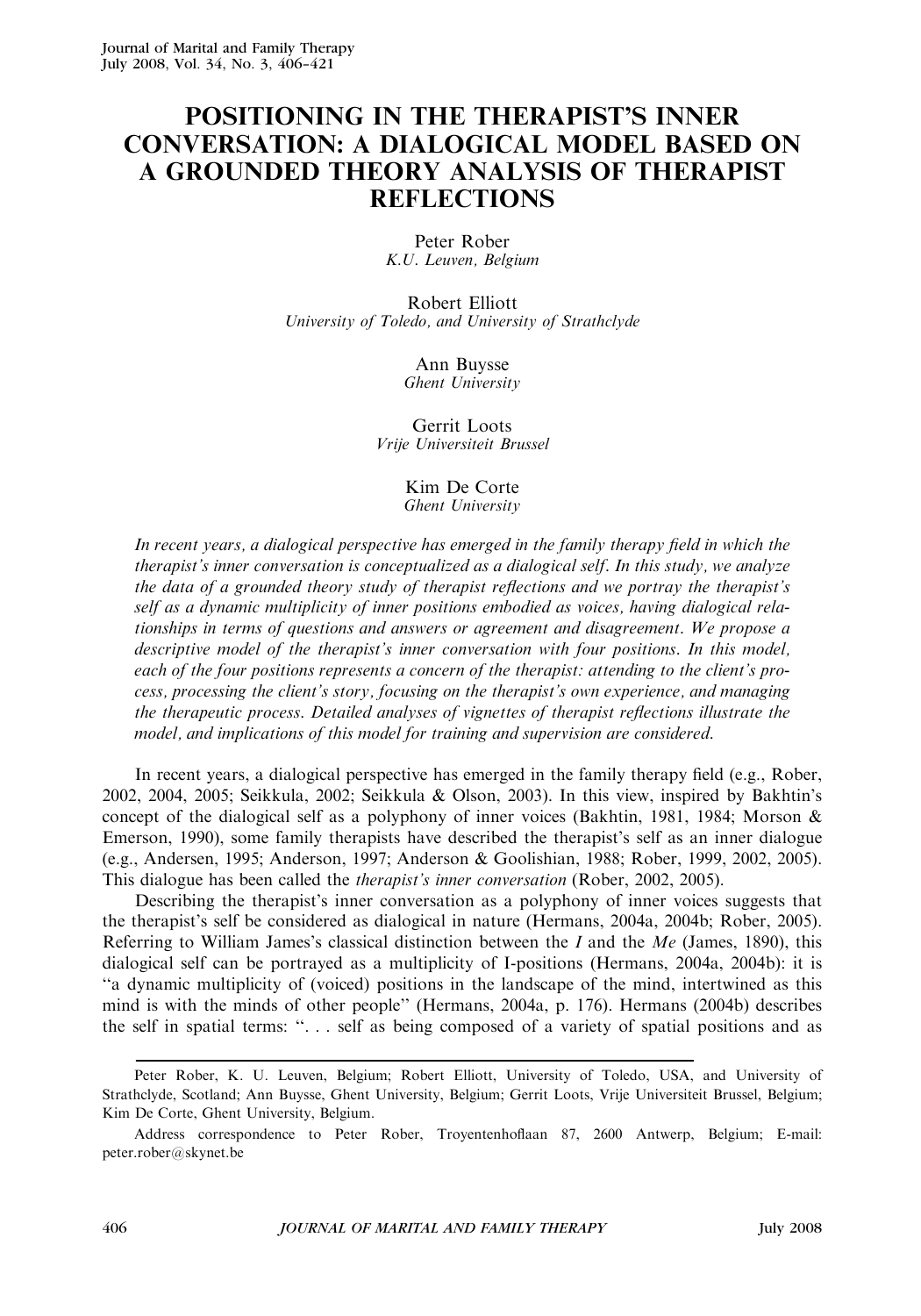# POSITIONING IN THE THERAPIST'S INNER CONVERSATION: A DIALOGICAL MODEL BASED ON A GROUNDED THEORY ANALYSIS OF THERAPIST REFLECTIONS

Peter Rober
*K.U. Leuven, Belgium*

Robert Elliott
*University of Toledo, and University of Strathclyde*

Ann Buysse
*Ghent University*

Gerrit Loots
*Vrije Universiteit Brussel*

Kim De Corte
*Ghent University*

*In recent years, a dialogical perspective has emerged in the family therapy field in which the therapist's inner conversation is conceptualized as a dialogical self. In this study, we analyze the data of a grounded theory study of therapist reflections and we portray the therapist's self as a dynamic multiplicity of inner positions embodied as voices, having dialogical relationships in terms of questions and answers or agreement and disagreement. We propose a descriptive model of the therapist's inner conversation with four positions. In this model, each of the four positions represents a concern of the therapist: attending to the client's process, processing the client's story, focusing on the therapist's own experience, and managing the therapeutic process. Detailed analyses of vignettes of therapist reflections illustrate the model, and implications of this model for training and supervision are considered.*

In recent years, a dialogical perspective has emerged in the family therapy field (e.g., Rober, 2002, 2004, 2005; Seikkula, 2002; Seikkula & Olson, 2003). In this view, inspired by Bakhtin's concept of the dialogical self as a polyphony of inner voices (Bakhtin, 1981, 1984; Morson & Emerson, 1990), some family therapists have described the therapist's self as an inner dialogue (e.g., Andersen, 1995; Anderson, 1997; Anderson & Goolishian, 1988; Rober, 1999, 2002, 2005). This dialogue has been called the *therapist's inner conversation* (Rober, 2002, 2005).

Describing the therapist's inner conversation as a polyphony of inner voices suggests that the therapist's self be considered as dialogical in nature (Hermans, 2004a, 2004b; Rober, 2005). Referring to William James's classical distinction between the *I* and the *Me* (James, 1890), this dialogical self can be portrayed as a multiplicity of I-positions (Hermans, 2004a, 2004b): it is "a dynamic multiplicity of (voiced) positions in the landscape of the mind, intertwined as this mind is with the minds of other people" (Hermans, 2004a, p. 176). Hermans (2004b) describes the self in spatial terms: ". . . self as being composed of a variety of spatial positions and as

---

Peter Rober, K. U. Leuven, Belgium; Robert Elliott, University of Toledo, USA, and University of Strathclyde, Scotland; Ann Buysse, Ghent University, Belgium; Gerrit Loots, Vrije Universiteit Brussel, Belgium; Kim De Corte, Ghent University, Belgium.

Address correspondence to Peter Rober, Troyentenhoflaan 87, 2600 Antwerp, Belgium; E-mail: peter.rober@skynet.be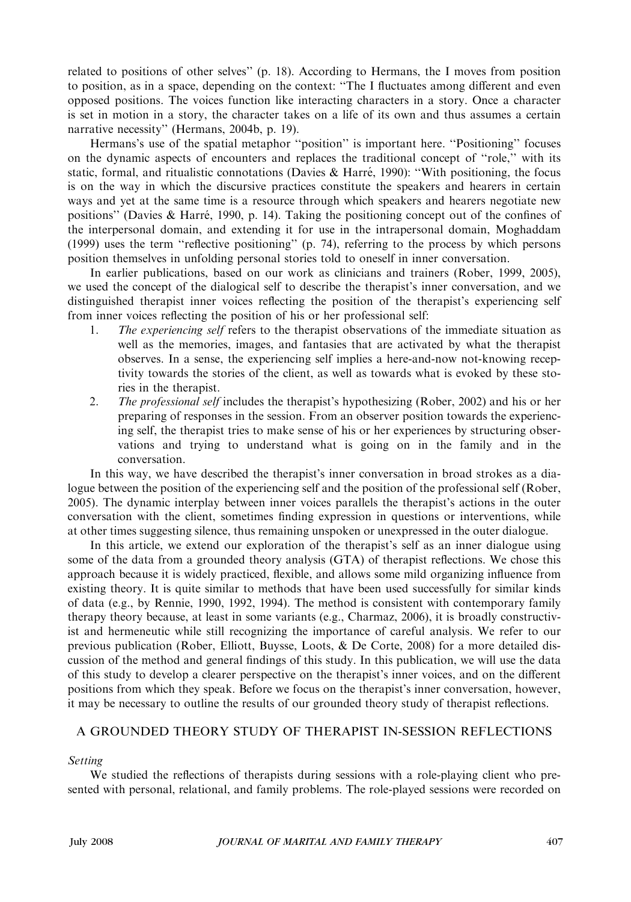related to positions of other selves'' (p. 18). According to Hermans, the I moves from position to position, as in a space, depending on the context: ''The I fluctuates among different and even opposed positions. The voices function like interacting characters in a story. Once a character is set in motion in a story, the character takes on a life of its own and thus assumes a certain narrative necessity'' (Hermans, 2004b, p. 19).

Hermans's use of the spatial metaphor ''position'' is important here. ''Positioning'' focuses on the dynamic aspects of encounters and replaces the traditional concept of ''role,'' with its static, formal, and ritualistic connotations (Davies & Harré, 1990): ''With positioning, the focus is on the way in which the discursive practices constitute the speakers and hearers in certain ways and yet at the same time is a resource through which speakers and hearers negotiate new positions'' (Davies & Harré, 1990, p. 14). Taking the positioning concept out of the confines of the interpersonal domain, and extending it for use in the intrapersonal domain, Moghaddam (1999) uses the term ''reflective positioning'' (p. 74), referring to the process by which persons position themselves in unfolding personal stories told to oneself in inner conversation.

In earlier publications, based on our work as clinicians and trainers (Rober, 1999, 2005), we used the concept of the dialogical self to describe the therapist's inner conversation, and we distinguished therapist inner voices reflecting the position of the therapist's experiencing self from inner voices reflecting the position of his or her professional self:

1. *The experiencing self* refers to the therapist observations of the immediate situation as well as the memories, images, and fantasies that are activated by what the therapist observes. In a sense, the experiencing self implies a here-and-now not-knowing receptivity towards the stories of the client, as well as towards what is evoked by these stories in the therapist.
2. *The professional self* includes the therapist's hypothesizing (Rober, 2002) and his or her preparing of responses in the session. From an observer position towards the experiencing self, the therapist tries to make sense of his or her experiences by structuring observations and trying to understand what is going on in the family and in the conversation.

In this way, we have described the therapist's inner conversation in broad strokes as a dialogue between the position of the experiencing self and the position of the professional self (Rober, 2005). The dynamic interplay between inner voices parallels the therapist's actions in the outer conversation with the client, sometimes finding expression in questions or interventions, while at other times suggesting silence, thus remaining unspoken or unexpressed in the outer dialogue.

In this article, we extend our exploration of the therapist's self as an inner dialogue using some of the data from a grounded theory analysis (GTA) of therapist reflections. We chose this approach because it is widely practiced, flexible, and allows some mild organizing influence from existing theory. It is quite similar to methods that have been used successfully for similar kinds of data (e.g., by Rennie, 1990, 1992, 1994). The method is consistent with contemporary family therapy theory because, at least in some variants (e.g., Charmaz, 2006), it is broadly constructivist and hermeneutic while still recognizing the importance of careful analysis. We refer to our previous publication (Rober, Elliott, Buysse, Loots, & De Corte, 2008) for a more detailed discussion of the method and general findings of this study. In this publication, we will use the data of this study to develop a clearer perspective on the therapist's inner voices, and on the different positions from which they speak. Before we focus on the therapist's inner conversation, however, it may be necessary to outline the results of our grounded theory study of therapist reflections.

## A GROUNDED THEORY STUDY OF THERAPIST IN-SESSION REFLECTIONS

### *Setting*

We studied the reflections of therapists during sessions with a role-playing client who presented with personal, relational, and family problems. The role-played sessions were recorded on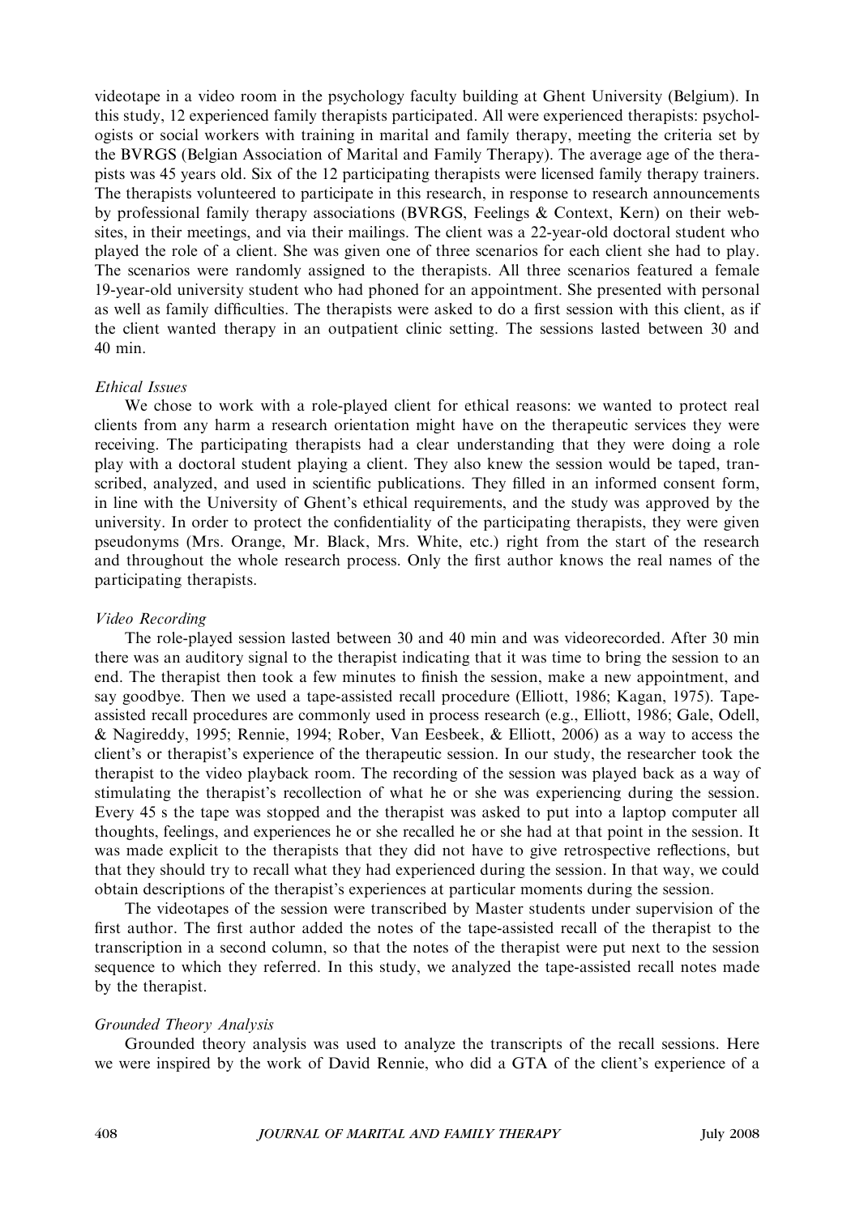videotape in a video room in the psychology faculty building at Ghent University (Belgium). In this study, 12 experienced family therapists participated. All were experienced therapists: psychologists or social workers with training in marital and family therapy, meeting the criteria set by the BVRGS (Belgian Association of Marital and Family Therapy). The average age of the therapists was 45 years old. Six of the 12 participating therapists were licensed family therapy trainers. The therapists volunteered to participate in this research, in response to research announcements by professional family therapy associations (BVRGS, Feelings & Context, Kern) on their websites, in their meetings, and via their mailings. The client was a 22-year-old doctoral student who played the role of a client. She was given one of three scenarios for each client she had to play. The scenarios were randomly assigned to the therapists. All three scenarios featured a female 19-year-old university student who had phoned for an appointment. She presented with personal as well as family difficulties. The therapists were asked to do a first session with this client, as if the client wanted therapy in an outpatient clinic setting. The sessions lasted between 30 and 40 min.

### *Ethical Issues*

We chose to work with a role-played client for ethical reasons: we wanted to protect real clients from any harm a research orientation might have on the therapeutic services they were receiving. The participating therapists had a clear understanding that they were doing a role play with a doctoral student playing a client. They also knew the session would be taped, transcribed, analyzed, and used in scientific publications. They filled in an informed consent form, in line with the University of Ghent's ethical requirements, and the study was approved by the university. In order to protect the confidentiality of the participating therapists, they were given pseudonyms (Mrs. Orange, Mr. Black, Mrs. White, etc.) right from the start of the research and throughout the whole research process. Only the first author knows the real names of the participating therapists.

### *Video Recording*

The role-played session lasted between 30 and 40 min and was videorecorded. After 30 min there was an auditory signal to the therapist indicating that it was time to bring the session to an end. The therapist then took a few minutes to finish the session, make a new appointment, and say goodbye. Then we used a tape-assisted recall procedure (Elliott, 1986; Kagan, 1975). Tape-assisted recall procedures are commonly used in process research (e.g., Elliott, 1986; Gale, Odell, & Nagireddy, 1995; Rennie, 1994; Rober, Van Eesbeek, & Elliott, 2006) as a way to access the client's or therapist's experience of the therapeutic session. In our study, the researcher took the therapist to the video playback room. The recording of the session was played back as a way of stimulating the therapist's recollection of what he or she was experiencing during the session. Every 45 s the tape was stopped and the therapist was asked to put into a laptop computer all thoughts, feelings, and experiences he or she recalled he or she had at that point in the session. It was made explicit to the therapists that they did not have to give retrospective reflections, but that they should try to recall what they had experienced during the session. In that way, we could obtain descriptions of the therapist's experiences at particular moments during the session.

The videotapes of the session were transcribed by Master students under supervision of the first author. The first author added the notes of the tape-assisted recall of the therapist to the transcription in a second column, so that the notes of the therapist were put next to the session sequence to which they referred. In this study, we analyzed the tape-assisted recall notes made by the therapist.

### *Grounded Theory Analysis*

Grounded theory analysis was used to analyze the transcripts of the recall sessions. Here we were inspired by the work of David Rennie, who did a GTA of the client's experience of a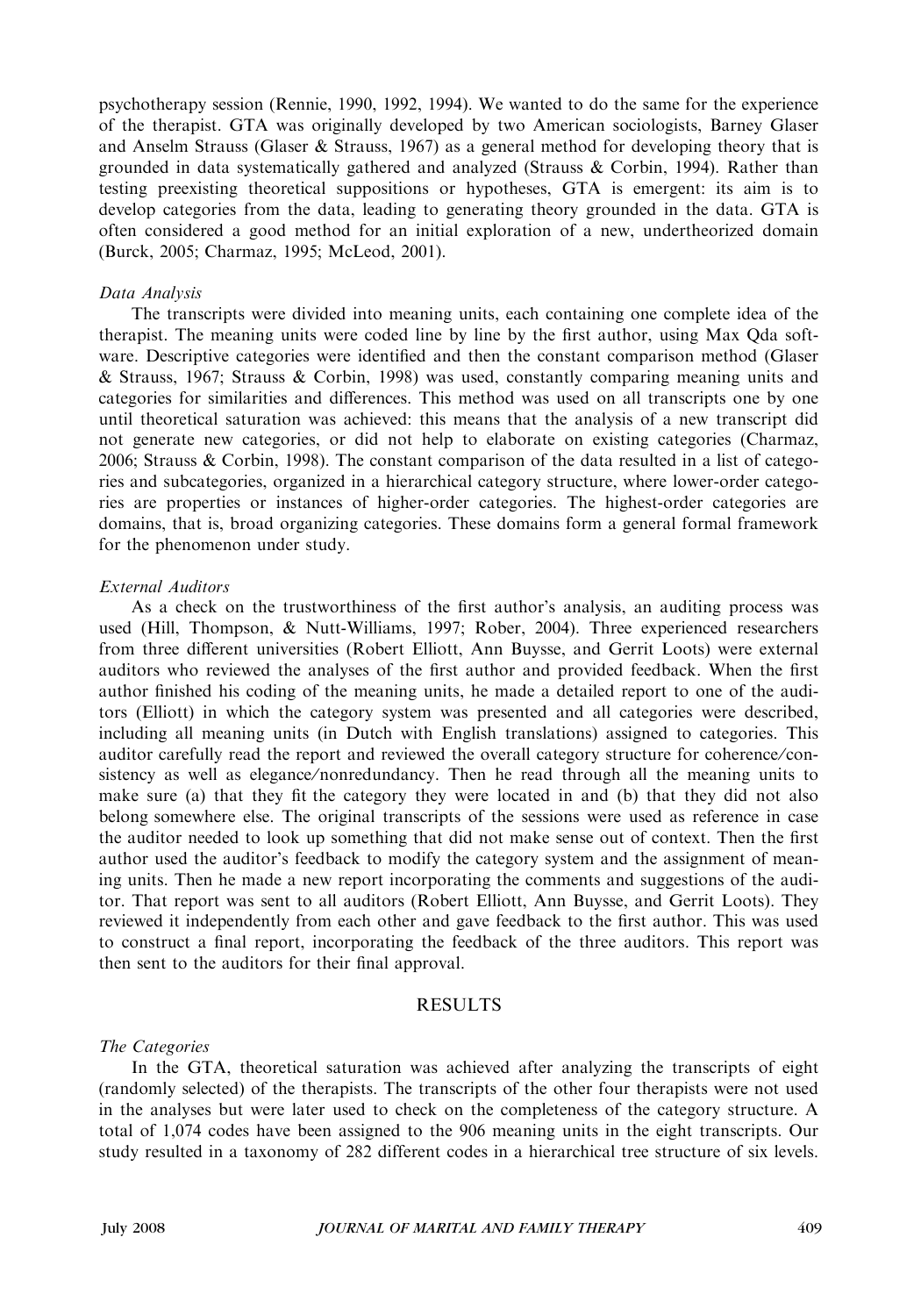psychotherapy session (Rennie, 1990, 1992, 1994). We wanted to do the same for the experience of the therapist. GTA was originally developed by two American sociologists, Barney Glaser and Anselm Strauss (Glaser & Strauss, 1967) as a general method for developing theory that is grounded in data systematically gathered and analyzed (Strauss & Corbin, 1994). Rather than testing preexisting theoretical suppositions or hypotheses, GTA is emergent: its aim is to develop categories from the data, leading to generating theory grounded in the data. GTA is often considered a good method for an initial exploration of a new, undertheorized domain (Burck, 2005; Charmaz, 1995; McLeod, 2001).

*Data Analysis*

The transcripts were divided into meaning units, each containing one complete idea of the therapist. The meaning units were coded line by line by the first author, using Max Qda software. Descriptive categories were identified and then the constant comparison method (Glaser & Strauss, 1967; Strauss & Corbin, 1998) was used, constantly comparing meaning units and categories for similarities and differences. This method was used on all transcripts one by one until theoretical saturation was achieved: this means that the analysis of a new transcript did not generate new categories, or did not help to elaborate on existing categories (Charmaz, 2006; Strauss & Corbin, 1998). The constant comparison of the data resulted in a list of categories and subcategories, organized in a hierarchical category structure, where lower-order categories are properties or instances of higher-order categories. The highest-order categories are domains, that is, broad organizing categories. These domains form a general formal framework for the phenomenon under study.

*External Auditors*

As a check on the trustworthiness of the first author's analysis, an auditing process was used (Hill, Thompson, & Nutt-Williams, 1997; Rober, 2004). Three experienced researchers from three different universities (Robert Elliott, Ann Buysse, and Gerrit Loots) were external auditors who reviewed the analyses of the first author and provided feedback. When the first author finished his coding of the meaning units, he made a detailed report to one of the auditors (Elliott) in which the category system was presented and all categories were described, including all meaning units (in Dutch with English translations) assigned to categories. This auditor carefully read the report and reviewed the overall category structure for coherence/consistency as well as elegance/nonredundancy. Then he read through all the meaning units to make sure (a) that they fit the category they were located in and (b) that they did not also belong somewhere else. The original transcripts of the sessions were used as reference in case the auditor needed to look up something that did not make sense out of context. Then the first author used the auditor's feedback to modify the category system and the assignment of meaning units. Then he made a new report incorporating the comments and suggestions of the auditor. That report was sent to all auditors (Robert Elliott, Ann Buysse, and Gerrit Loots). They reviewed it independently from each other and gave feedback to the first author. This was used to construct a final report, incorporating the feedback of the three auditors. This report was then sent to the auditors for their final approval.

## RESULTS

*The Categories*

In the GTA, theoretical saturation was achieved after analyzing the transcripts of eight (randomly selected) of the therapists. The transcripts of the other four therapists were not used in the analyses but were later used to check on the completeness of the category structure. A total of 1,074 codes have been assigned to the 906 meaning units in the eight transcripts. Our study resulted in a taxonomy of 282 different codes in a hierarchical tree structure of six levels.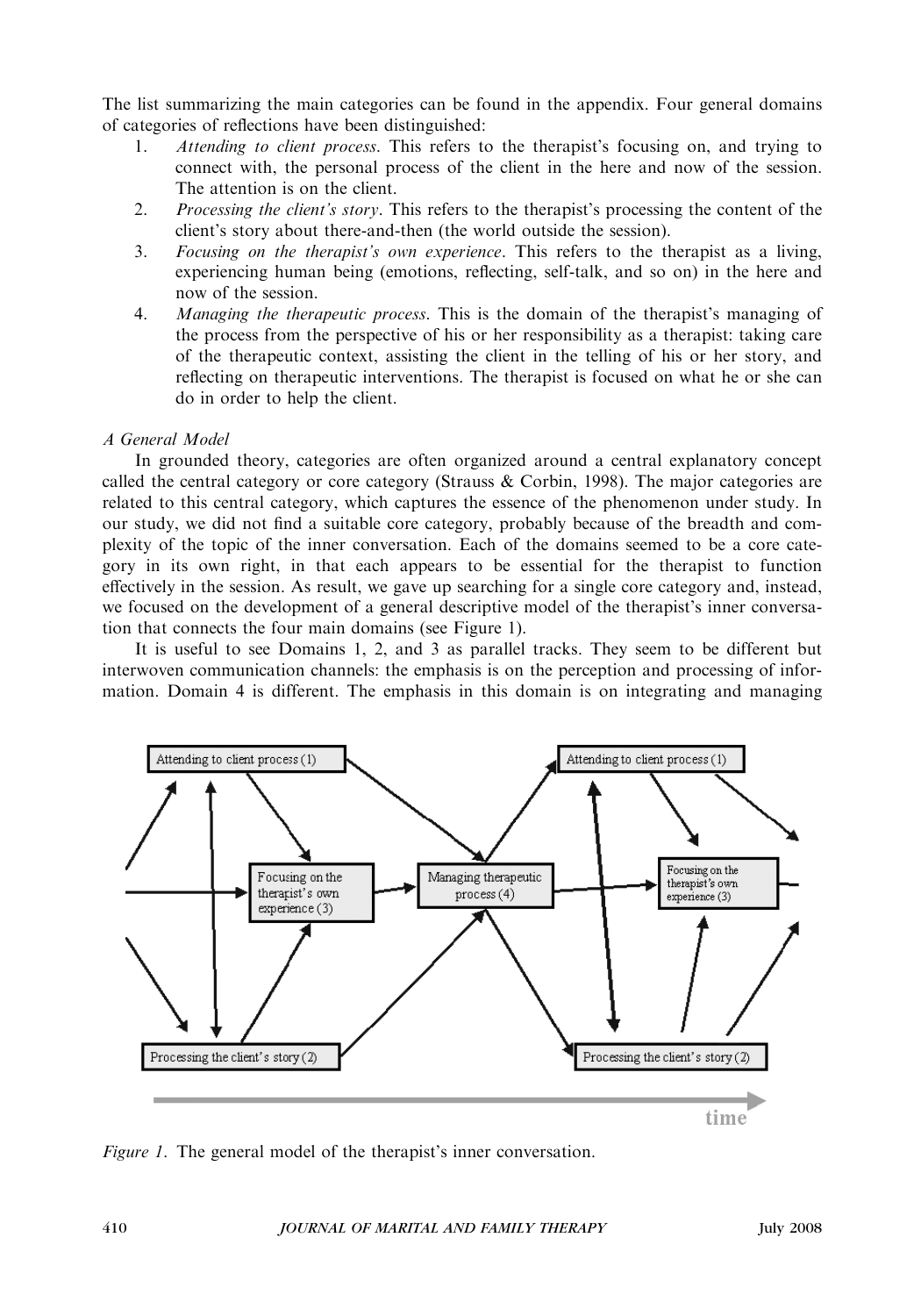The list summarizing the main categories can be found in the appendix. Four general domains of categories of reflections have been distinguished:

1. *Attending to client process*. This refers to the therapist's focusing on, and trying to connect with, the personal process of the client in the here and now of the session. The attention is on the client.
2. *Processing the client's story*. This refers to the therapist's processing the content of the client's story about there-and-then (the world outside the session).
3. *Focusing on the therapist's own experience*. This refers to the therapist as a living, experiencing human being (emotions, reflecting, self-talk, and so on) in the here and now of the session.
4. *Managing the therapeutic process*. This is the domain of the therapist's managing of the process from the perspective of his or her responsibility as a therapist: taking care of the therapeutic context, assisting the client in the telling of his or her story, and reflecting on therapeutic interventions. The therapist is focused on what he or she can do in order to help the client.

*A General Model*

In grounded theory, categories are often organized around a central explanatory concept called the central category or core category (Strauss & Corbin, 1998). The major categories are related to this central category, which captures the essence of the phenomenon under study. In our study, we did not find a suitable core category, probably because of the breadth and complexity of the topic of the inner conversation. Each of the domains seemed to be a core category in its own right, in that each appears to be essential for the therapist to function effectively in the session. As result, we gave up searching for a single core category and, instead, we focused on the development of a general descriptive model of the therapist's inner conversation that connects the four main domains (see Figure 1).

It is useful to see Domains 1, 2, and 3 as parallel tracks. They seem to be different but interwoven communication channels: the emphasis is on the perception and processing of information. Domain 4 is different. The emphasis in this domain is on integrating and managing

*Figure 1*. The general model of the therapist's inner conversation.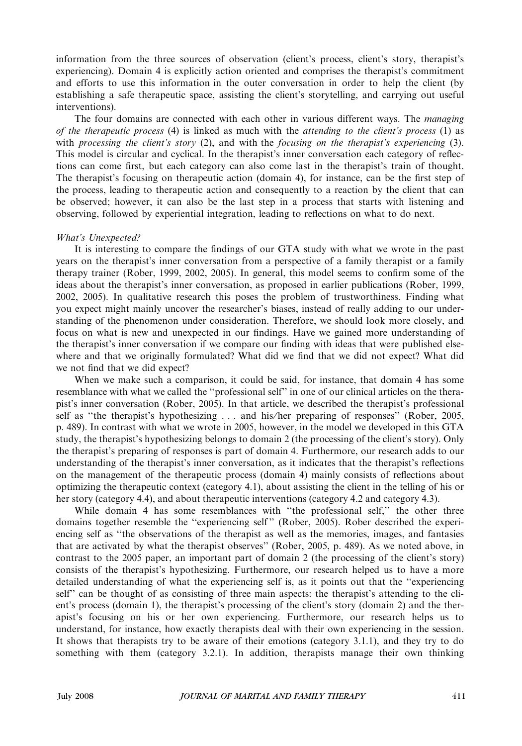information from the three sources of observation (client's process, client's story, therapist's experiencing). Domain 4 is explicitly action oriented and comprises the therapist's commitment and efforts to use this information in the outer conversation in order to help the client (by establishing a safe therapeutic space, assisting the client's storytelling, and carrying out useful interventions).

The four domains are connected with each other in various different ways. The *managing of the therapeutic process* (4) is linked as much with the *attending to the client's process* (1) as with *processing the client's story* (2), and with the *focusing on the therapist's experiencing* (3). This model is circular and cyclical. In the therapist's inner conversation each category of reflections can come first, but each category can also come last in the therapist's train of thought. The therapist's focusing on therapeutic action (domain 4), for instance, can be the first step of the process, leading to therapeutic action and consequently to a reaction by the client that can be observed; however, it can also be the last step in a process that starts with listening and observing, followed by experiential integration, leading to reflections on what to do next.

*What's Unexpected?*

It is interesting to compare the findings of our GTA study with what we wrote in the past years on the therapist's inner conversation from a perspective of a family therapist or a family therapy trainer (Rober, 1999, 2002, 2005). In general, this model seems to confirm some of the ideas about the therapist's inner conversation, as proposed in earlier publications (Rober, 1999, 2002, 2005). In qualitative research this poses the problem of trustworthiness. Finding what you expect might mainly uncover the researcher's biases, instead of really adding to our understanding of the phenomenon under consideration. Therefore, we should look more closely, and focus on what is new and unexpected in our findings. Have we gained more understanding of the therapist's inner conversation if we compare our finding with ideas that were published elsewhere and that we originally formulated? What did we find that we did not expect? What did we not find that we did expect?

When we make such a comparison, it could be said, for instance, that domain 4 has some resemblance with what we called the ''professional self'' in one of our clinical articles on the therapist's inner conversation (Rober, 2005). In that article, we described the therapist's professional self as ''the therapist's hypothesizing . . . and his/her preparing of responses'' (Rober, 2005, p. 489). In contrast with what we wrote in 2005, however, in the model we developed in this GTA study, the therapist's hypothesizing belongs to domain 2 (the processing of the client's story). Only the therapist's preparing of responses is part of domain 4. Furthermore, our research adds to our understanding of the therapist's inner conversation, as it indicates that the therapist's reflections on the management of the therapeutic process (domain 4) mainly consists of reflections about optimizing the therapeutic context (category 4.1), about assisting the client in the telling of his or her story (category 4.4), and about therapeutic interventions (category 4.2 and category 4.3).

While domain 4 has some resemblances with ''the professional self,'' the other three domains together resemble the ''experiencing self'' (Rober, 2005). Rober described the experiencing self as ''the observations of the therapist as well as the memories, images, and fantasies that are activated by what the therapist observes'' (Rober, 2005, p. 489). As we noted above, in contrast to the 2005 paper, an important part of domain 2 (the processing of the client's story) consists of the therapist's hypothesizing. Furthermore, our research helped us to have a more detailed understanding of what the experiencing self is, as it points out that the ''experiencing self'' can be thought of as consisting of three main aspects: the therapist's attending to the client's process (domain 1), the therapist's processing of the client's story (domain 2) and the therapist's focusing on his or her own experiencing. Furthermore, our research helps us to understand, for instance, how exactly therapists deal with their own experiencing in the session. It shows that therapists try to be aware of their emotions (category 3.1.1), and they try to do something with them (category 3.2.1). In addition, therapists manage their own thinking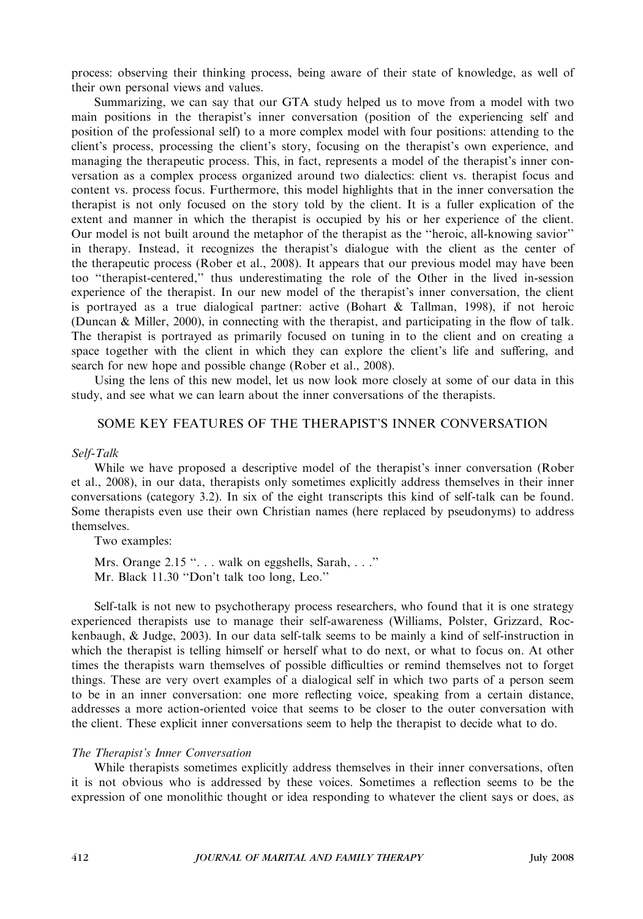process: observing their thinking process, being aware of their state of knowledge, as well of their own personal views and values.

Summarizing, we can say that our GTA study helped us to move from a model with two main positions in the therapist's inner conversation (position of the experiencing self and position of the professional self) to a more complex model with four positions: attending to the client's process, processing the client's story, focusing on the therapist's own experience, and managing the therapeutic process. This, in fact, represents a model of the therapist's inner conversation as a complex process organized around two dialectics: client vs. therapist focus and content vs. process focus. Furthermore, this model highlights that in the inner conversation the therapist is not only focused on the story told by the client. It is a fuller explication of the extent and manner in which the therapist is occupied by his or her experience of the client. Our model is not built around the metaphor of the therapist as the "heroic, all-knowing savior" in therapy. Instead, it recognizes the therapist's dialogue with the client as the center of the therapeutic process (Rober et al., 2008). It appears that our previous model may have been too "therapist-centered," thus underestimating the role of the Other in the lived in-session experience of the therapist. In our new model of the therapist's inner conversation, the client is portrayed as a true dialogical partner: active (Bohart & Tallman, 1998), if not heroic (Duncan & Miller, 2000), in connecting with the therapist, and participating in the flow of talk. The therapist is portrayed as primarily focused on tuning in to the client and on creating a space together with the client in which they can explore the client's life and suffering, and search for new hope and possible change (Rober et al., 2008).

Using the lens of this new model, let us now look more closely at some of our data in this study, and see what we can learn about the inner conversations of the therapists.

## SOME KEY FEATURES OF THE THERAPIST'S INNER CONVERSATION

### *Self-Talk*

While we have proposed a descriptive model of the therapist's inner conversation (Rober et al., 2008), in our data, therapists only sometimes explicitly address themselves in their inner conversations (category 3.2). In six of the eight transcripts this kind of self-talk can be found. Some therapists even use their own Christian names (here replaced by pseudonyms) to address themselves.

Two examples:

Mrs. Orange 2.15 ". . . walk on eggshells, Sarah, . . ."
Mr. Black 11.30 "Don't talk too long, Leo."

Self-talk is not new to psychotherapy process researchers, who found that it is one strategy experienced therapists use to manage their self-awareness (Williams, Polster, Grizzard, Rockenbaugh, & Judge, 2003). In our data self-talk seems to be mainly a kind of self-instruction in which the therapist is telling himself or herself what to do next, or what to focus on. At other times the therapists warn themselves of possible difficulties or remind themselves not to forget things. These are very overt examples of a dialogical self in which two parts of a person seem to be in an inner conversation: one more reflecting voice, speaking from a certain distance, addresses a more action-oriented voice that seems to be closer to the outer conversation with the client. These explicit inner conversations seem to help the therapist to decide what to do.

### *The Therapist's Inner Conversation*

While therapists sometimes explicitly address themselves in their inner conversations, often it is not obvious who is addressed by these voices. Sometimes a reflection seems to be the expression of one monolithic thought or idea responding to whatever the client says or does, as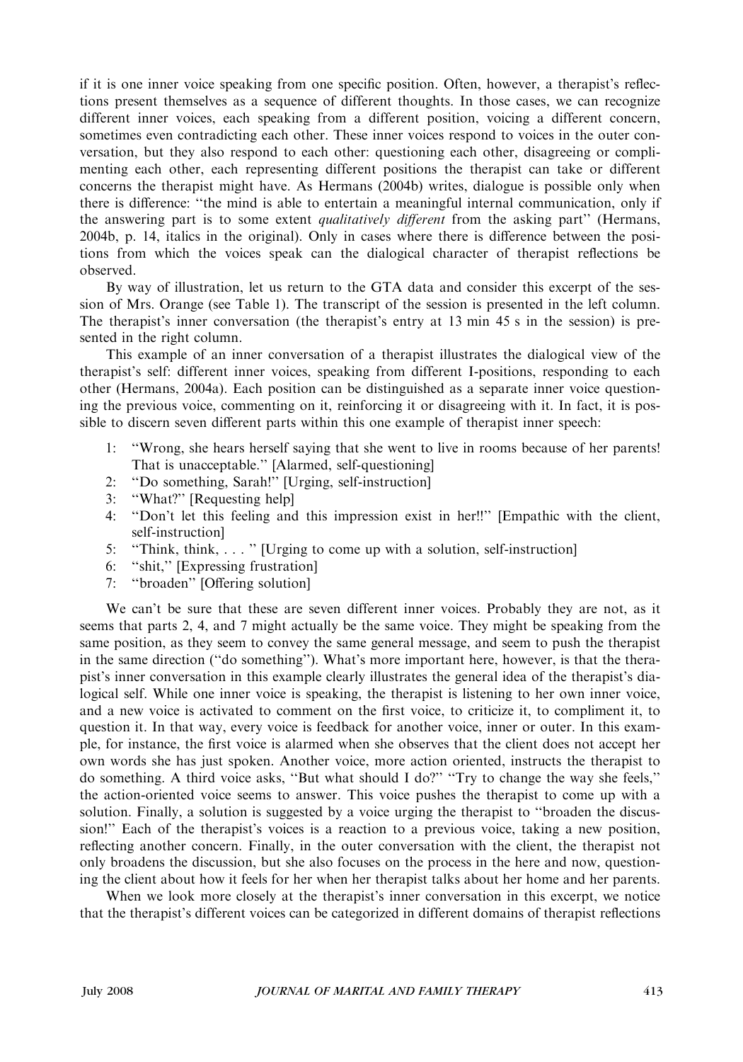if it is one inner voice speaking from one specific position. Often, however, a therapist's reflections present themselves as a sequence of different thoughts. In those cases, we can recognize different inner voices, each speaking from a different position, voicing a different concern, sometimes even contradicting each other. These inner voices respond to voices in the outer conversation, but they also respond to each other: questioning each other, disagreeing or complimenting each other, each representing different positions the therapist can take or different concerns the therapist might have. As Hermans (2004b) writes, dialogue is possible only when there is difference: ''the mind is able to entertain a meaningful internal communication, only if the answering part is to some extent *qualitatively different* from the asking part'' (Hermans, 2004b, p. 14, italics in the original). Only in cases where there is difference between the positions from which the voices speak can the dialogical character of therapist reflections be observed.

By way of illustration, let us return to the GTA data and consider this excerpt of the session of Mrs. Orange (see Table 1). The transcript of the session is presented in the left column. The therapist's inner conversation (the therapist's entry at 13 min 45 s in the session) is presented in the right column.

This example of an inner conversation of a therapist illustrates the dialogical view of the therapist's self: different inner voices, speaking from different I-positions, responding to each other (Hermans, 2004a). Each position can be distinguished as a separate inner voice questioning the previous voice, commenting on it, reinforcing it or disagreeing with it. In fact, it is possible to discern seven different parts within this one example of therapist inner speech:

1: ''Wrong, she hears herself saying that she went to live in rooms because of her parents! That is unacceptable.'' [Alarmed, self-questioning]
2: ''Do something, Sarah!'' [Urging, self-instruction]
3: ''What?'' [Requesting help]
4: ''Don't let this feeling and this impression exist in her!!'' [Empathic with the client, self-instruction]
5: ''Think, think, . . . '' [Urging to come up with a solution, self-instruction]
6: ''shit,'' [Expressing frustration]
7: ''broaden'' [Offering solution]

We can't be sure that these are seven different inner voices. Probably they are not, as it seems that parts 2, 4, and 7 might actually be the same voice. They might be speaking from the same position, as they seem to convey the same general message, and seem to push the therapist in the same direction (''do something''). What's more important here, however, is that the therapist's inner conversation in this example clearly illustrates the general idea of the therapist's dialogical self. While one inner voice is speaking, the therapist is listening to her own inner voice, and a new voice is activated to comment on the first voice, to criticize it, to compliment it, to question it. In that way, every voice is feedback for another voice, inner or outer. In this example, for instance, the first voice is alarmed when she observes that the client does not accept her own words she has just spoken. Another voice, more action oriented, instructs the therapist to do something. A third voice asks, ''But what should I do?'' ''Try to change the way she feels,'' the action-oriented voice seems to answer. This voice pushes the therapist to come up with a solution. Finally, a solution is suggested by a voice urging the therapist to ''broaden the discussion!'' Each of the therapist's voices is a reaction to a previous voice, taking a new position, reflecting another concern. Finally, in the outer conversation with the client, the therapist not only broadens the discussion, but she also focuses on the process in the here and now, questioning the client about how it feels for her when her therapist talks about her home and her parents.

When we look more closely at the therapist's inner conversation in this excerpt, we notice that the therapist's different voices can be categorized in different domains of therapist reflections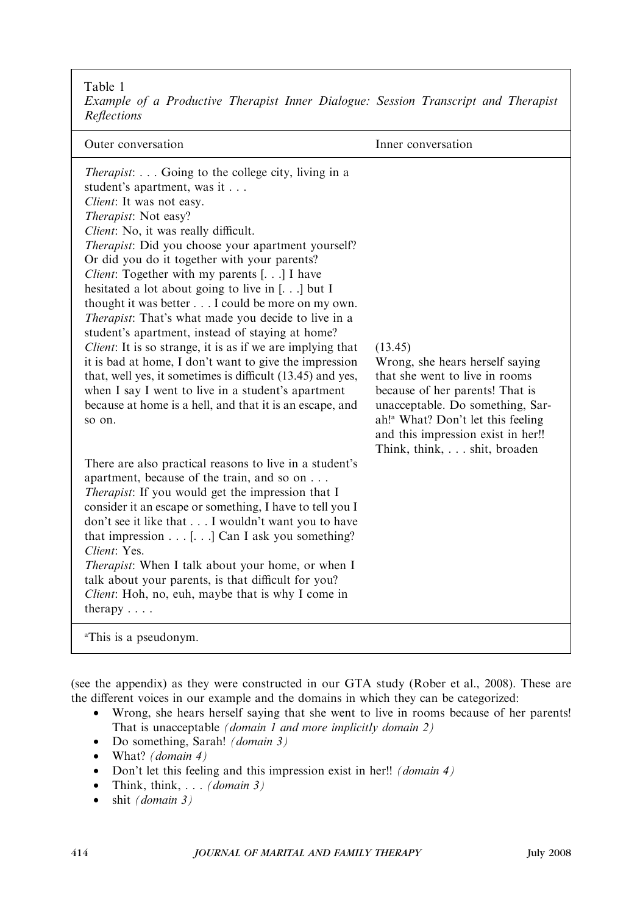Table 1
*Example of a Productive Therapist Inner Dialogue: Session Transcript and Therapist Reflections*

| Outer conversation | Inner conversation |
|---|---|
| *Therapist*: . . . Going to the college city, living in a student's apartment, was it . . .<br>*Client*: It was not easy.<br>*Therapist*: Not easy?<br>*Client*: No, it was really difficult.<br>*Therapist*: Did you choose your apartment yourself? Or did you do it together with your parents?<br>*Client*: Together with my parents [. . .] I have hesitated a lot about going to live in [. . .] but I thought it was better . . . I could be more on my own.<br>*Therapist*: That's what made you decide to live in a student's apartment, instead of staying at home?<br>*Client*: It is so strange, it is as if we are implying that it is bad at home, I don't want to give the impression that, well yes, it sometimes is difficult (13.45) and yes, when I say I went to live in a student's apartment because at home is a hell, and that it is an escape, and so on. | (13.45)<br>Wrong, she hears herself saying that she went to live in rooms because of her parents! That is unacceptable. Do something, Sarah![a] What? Don't let this feeling and this impression exist in her!! Think, think, . . . shit, broaden |
| There are also practical reasons to live in a student's apartment, because of the train, and so on . . .<br>*Therapist*: If you would get the impression that I consider it an escape or something, I have to tell you I don't see it like that . . . I wouldn't want you to have that impression . . . [. . .] Can I ask you something?<br>*Client*: Yes.<br>*Therapist*: When I talk about your home, or when I talk about your parents, is that difficult for you?<br>*Client*: Hoh, no, euh, maybe that is why I come in therapy . . . . | |

[a]This is a pseudonym.

(see the appendix) as they were constructed in our GTA study (Rober et al., 2008). These are the different voices in our example and the domains in which they can be categorized:

- Wrong, she hears herself saying that she went to live in rooms because of her parents! That is unacceptable *(domain 1 and more implicitly domain 2)*
- Do something, Sarah! *(domain 3)*
- What? *(domain 4)*
- Don't let this feeling and this impression exist in her!! *(domain 4)*
- Think, think, . . . *(domain 3)*
- shit *(domain 3)*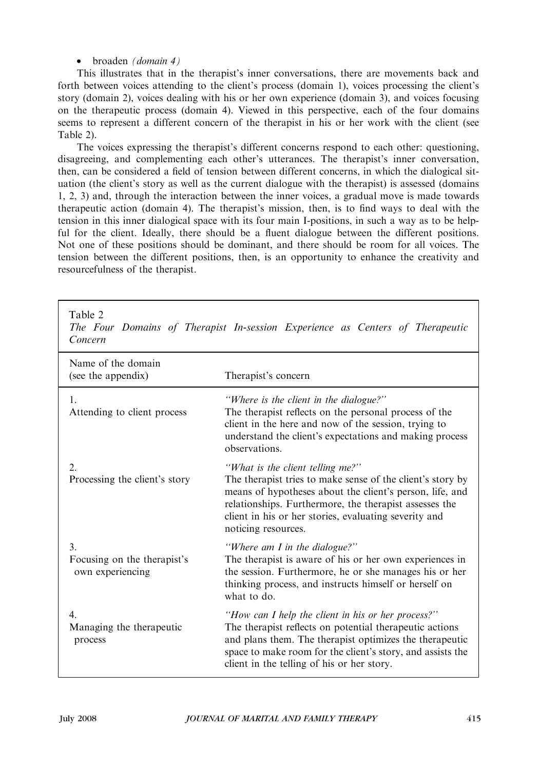- broaden *(domain 4)*

This illustrates that in the therapist's inner conversations, there are movements back and forth between voices attending to the client's process (domain 1), voices processing the client's story (domain 2), voices dealing with his or her own experience (domain 3), and voices focusing on the therapeutic process (domain 4). Viewed in this perspective, each of the four domains seems to represent a different concern of the therapist in his or her work with the client (see Table 2).

The voices expressing the therapist's different concerns respond to each other: questioning, disagreeing, and complementing each other's utterances. The therapist's inner conversation, then, can be considered a field of tension between different concerns, in which the dialogical situation (the client's story as well as the current dialogue with the therapist) is assessed (domains 1, 2, 3) and, through the interaction between the inner voices, a gradual move is made towards therapeutic action (domain 4). The therapist's mission, then, is to find ways to deal with the tension in this inner dialogical space with its four main I-positions, in such a way as to be helpful for the client. Ideally, there should be a fluent dialogue between the different positions. Not one of these positions should be dominant, and there should be room for all voices. The tension between the different positions, then, is an opportunity to enhance the creativity and resourcefulness of the therapist.

Table 2
*The Four Domains of Therapist In-session Experience as Centers of Therapeutic Concern*

| Name of the domain (see the appendix) | Therapist's concern |
|---|---|
| 1. Attending to client process | *"Where is the client in the dialogue?"* The therapist reflects on the personal process of the client in the here and now of the session, trying to understand the client's expectations and making process observations. |
| 2. Processing the client's story | *"What is the client telling me?"* The therapist tries to make sense of the client's story by means of hypotheses about the client's person, life, and relationships. Furthermore, the therapist assesses the client in his or her stories, evaluating severity and noticing resources. |
| 3. Focusing on the therapist's own experiencing | *"Where am I in the dialogue?"* The therapist is aware of his or her own experiences in the session. Furthermore, he or she manages his or her thinking process, and instructs himself or herself on what to do. |
| 4. Managing the therapeutic process | *"How can I help the client in his or her process?"* The therapist reflects on potential therapeutic actions and plans them. The therapist optimizes the therapeutic space to make room for the client's story, and assists the client in the telling of his or her story. |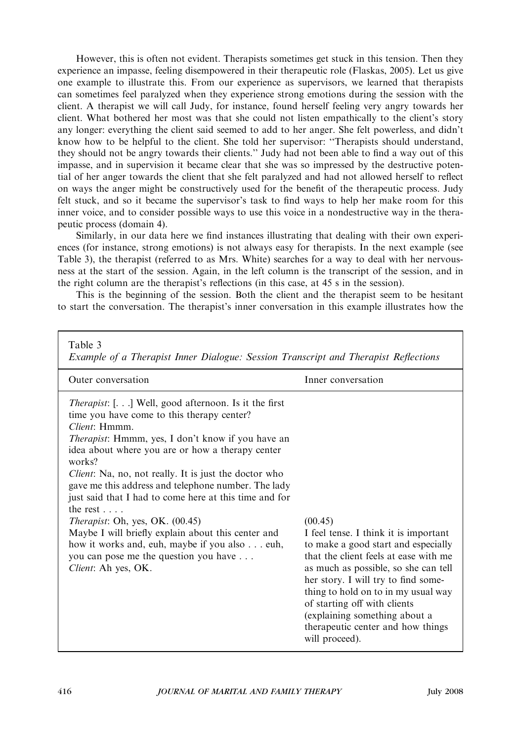However, this is often not evident. Therapists sometimes get stuck in this tension. Then they experience an impasse, feeling disempowered in their therapeutic role (Flaskas, 2005). Let us give one example to illustrate this. From our experience as supervisors, we learned that therapists can sometimes feel paralyzed when they experience strong emotions during the session with the client. A therapist we will call Judy, for instance, found herself feeling very angry towards her client. What bothered her most was that she could not listen empathically to the client's story any longer: everything the client said seemed to add to her anger. She felt powerless, and didn't know how to be helpful to the client. She told her supervisor: "Therapists should understand, they should not be angry towards their clients." Judy had not been able to find a way out of this impasse, and in supervision it became clear that she was so impressed by the destructive potential of her anger towards the client that she felt paralyzed and had not allowed herself to reflect on ways the anger might be constructively used for the benefit of the therapeutic process. Judy felt stuck, and so it became the supervisor's task to find ways to help her make room for this inner voice, and to consider possible ways to use this voice in a nondestructive way in the therapeutic process (domain 4).

Similarly, in our data here we find instances illustrating that dealing with their own experiences (for instance, strong emotions) is not always easy for therapists. In the next example (see Table 3), the therapist (referred to as Mrs. White) searches for a way to deal with her nervousness at the start of the session. Again, in the left column is the transcript of the session, and in the right column are the therapist's reflections (in this case, at 45 s in the session).

This is the beginning of the session. Both the client and the therapist seem to be hesitant to start the conversation. The therapist's inner conversation in this example illustrates how the

Table 3
*Example of a Therapist Inner Dialogue: Session Transcript and Therapist Reflections*

| Outer conversation | Inner conversation |
|---|---|
| *Therapist*: [. . .] Well, good afternoon. Is it the first time you have come to this therapy center? *Client*: Hmmm. *Therapist*: Hmmm, yes, I don't know if you have an idea about where you are or how a therapy center works? *Client*: Na, no, not really. It is just the doctor who gave me this address and telephone number. The lady just said that I had to come here at this time and for the rest . . . . | |
| *Therapist*: Oh, yes, OK. (00.45) Maybe I will briefly explain about this center and how it works and, euh, maybe if you also . . . euh, you can pose me the question you have . . . *Client*: Ah yes, OK. | (00.45) I feel tense. I think it is important to make a good start and especially that the client feels at ease with me as much as possible, so she can tell her story. I will try to find something to hold on to in my usual way of starting off with clients (explaining something about a therapeutic center and how things will proceed). |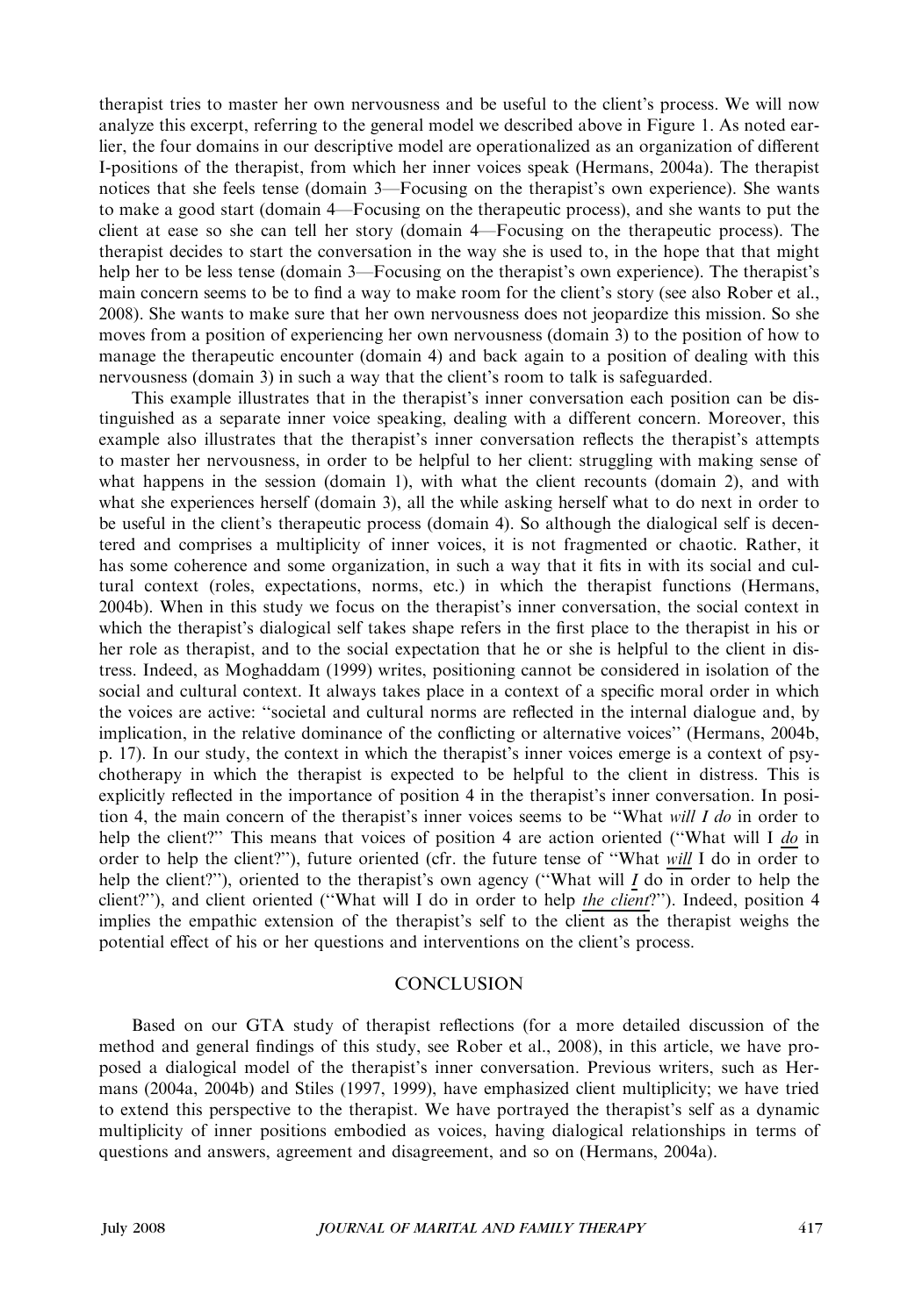therapist tries to master her own nervousness and be useful to the client's process. We will now analyze this excerpt, referring to the general model we described above in Figure 1. As noted earlier, the four domains in our descriptive model are operationalized as an organization of different I-positions of the therapist, from which her inner voices speak (Hermans, 2004a). The therapist notices that she feels tense (domain 3—Focusing on the therapist's own experience). She wants to make a good start (domain 4—Focusing on the therapeutic process), and she wants to put the client at ease so she can tell her story (domain 4—Focusing on the therapeutic process). The therapist decides to start the conversation in the way she is used to, in the hope that that might help her to be less tense (domain 3—Focusing on the therapist's own experience). The therapist's main concern seems to be to find a way to make room for the client's story (see also Rober et al., 2008). She wants to make sure that her own nervousness does not jeopardize this mission. So she moves from a position of experiencing her own nervousness (domain 3) to the position of how to manage the therapeutic encounter (domain 4) and back again to a position of dealing with this nervousness (domain 3) in such a way that the client's room to talk is safeguarded.

This example illustrates that in the therapist's inner conversation each position can be distinguished as a separate inner voice speaking, dealing with a different concern. Moreover, this example also illustrates that the therapist's inner conversation reflects the therapist's attempts to master her nervousness, in order to be helpful to her client: struggling with making sense of what happens in the session (domain 1), with what the client recounts (domain 2), and with what she experiences herself (domain 3), all the while asking herself what to do next in order to be useful in the client's therapeutic process (domain 4). So although the dialogical self is decentered and comprises a multiplicity of inner voices, it is not fragmented or chaotic. Rather, it has some coherence and some organization, in such a way that it fits in with its social and cultural context (roles, expectations, norms, etc.) in which the therapist functions (Hermans, 2004b). When in this study we focus on the therapist's inner conversation, the social context in which the therapist's dialogical self takes shape refers in the first place to the therapist in his or her role as therapist, and to the social expectation that he or she is helpful to the client in distress. Indeed, as Moghaddam (1999) writes, positioning cannot be considered in isolation of the social and cultural context. It always takes place in a context of a specific moral order in which the voices are active: "societal and cultural norms are reflected in the internal dialogue and, by implication, in the relative dominance of the conflicting or alternative voices" (Hermans, 2004b, p. 17). In our study, the context in which the therapist's inner voices emerge is a context of psychotherapy in which the therapist is expected to be helpful to the client in distress. This is explicitly reflected in the importance of position 4 in the therapist's inner conversation. In position 4, the main concern of the therapist's inner voices seems to be "What *will I do* in order to help the client?" This means that voices of position 4 are action oriented ("What will I <u>*do*</u> in order to help the client?"), future oriented (cfr. the future tense of "What <u>*will*</u> I do in order to help the client?"), oriented to the therapist's own agency ("What will <u>*I*</u> do in order to help the client?"), and client oriented ("What will I do in order to help <u>*the client*</u>?"). Indeed, position 4 implies the empathic extension of the therapist's self to the client as the therapist weighs the potential effect of his or her questions and interventions on the client's process.

## CONCLUSION

Based on our GTA study of therapist reflections (for a more detailed discussion of the method and general findings of this study, see Rober et al., 2008), in this article, we have proposed a dialogical model of the therapist's inner conversation. Previous writers, such as Hermans (2004a, 2004b) and Stiles (1997, 1999), have emphasized client multiplicity; we have tried to extend this perspective to the therapist. We have portrayed the therapist's self as a dynamic multiplicity of inner positions embodied as voices, having dialogical relationships in terms of questions and answers, agreement and disagreement, and so on (Hermans, 2004a).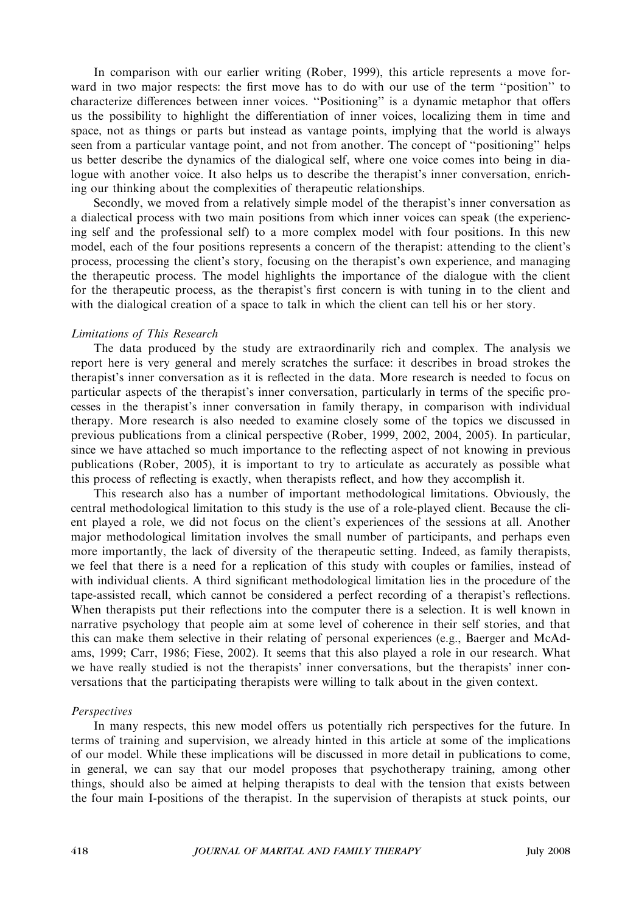In comparison with our earlier writing (Rober, 1999), this article represents a move forward in two major respects: the first move has to do with our use of the term ''position'' to characterize differences between inner voices. ''Positioning'' is a dynamic metaphor that offers us the possibility to highlight the differentiation of inner voices, localizing them in time and space, not as things or parts but instead as vantage points, implying that the world is always seen from a particular vantage point, and not from another. The concept of ''positioning'' helps us better describe the dynamics of the dialogical self, where one voice comes into being in dialogue with another voice. It also helps us to describe the therapist's inner conversation, enriching our thinking about the complexities of therapeutic relationships.

Secondly, we moved from a relatively simple model of the therapist's inner conversation as a dialectical process with two main positions from which inner voices can speak (the experiencing self and the professional self) to a more complex model with four positions. In this new model, each of the four positions represents a concern of the therapist: attending to the client's process, processing the client's story, focusing on the therapist's own experience, and managing the therapeutic process. The model highlights the importance of the dialogue with the client for the therapeutic process, as the therapist's first concern is with tuning in to the client and with the dialogical creation of a space to talk in which the client can tell his or her story.

### *Limitations of This Research*

The data produced by the study are extraordinarily rich and complex. The analysis we report here is very general and merely scratches the surface: it describes in broad strokes the therapist's inner conversation as it is reflected in the data. More research is needed to focus on particular aspects of the therapist's inner conversation, particularly in terms of the specific processes in the therapist's inner conversation in family therapy, in comparison with individual therapy. More research is also needed to examine closely some of the topics we discussed in previous publications from a clinical perspective (Rober, 1999, 2002, 2004, 2005). In particular, since we have attached so much importance to the reflecting aspect of not knowing in previous publications (Rober, 2005), it is important to try to articulate as accurately as possible what this process of reflecting is exactly, when therapists reflect, and how they accomplish it.

This research also has a number of important methodological limitations. Obviously, the central methodological limitation to this study is the use of a role-played client. Because the client played a role, we did not focus on the client's experiences of the sessions at all. Another major methodological limitation involves the small number of participants, and perhaps even more importantly, the lack of diversity of the therapeutic setting. Indeed, as family therapists, we feel that there is a need for a replication of this study with couples or families, instead of with individual clients. A third significant methodological limitation lies in the procedure of the tape-assisted recall, which cannot be considered a perfect recording of a therapist's reflections. When therapists put their reflections into the computer there is a selection. It is well known in narrative psychology that people aim at some level of coherence in their self stories, and that this can make them selective in their relating of personal experiences (e.g., Baerger and McAdams, 1999; Carr, 1986; Fiese, 2002). It seems that this also played a role in our research. What we have really studied is not the therapists' inner conversations, but the therapists' inner conversations that the participating therapists were willing to talk about in the given context.

### *Perspectives*

In many respects, this new model offers us potentially rich perspectives for the future. In terms of training and supervision, we already hinted in this article at some of the implications of our model. While these implications will be discussed in more detail in publications to come, in general, we can say that our model proposes that psychotherapy training, among other things, should also be aimed at helping therapists to deal with the tension that exists between the four main I-positions of the therapist. In the supervision of therapists at stuck points, our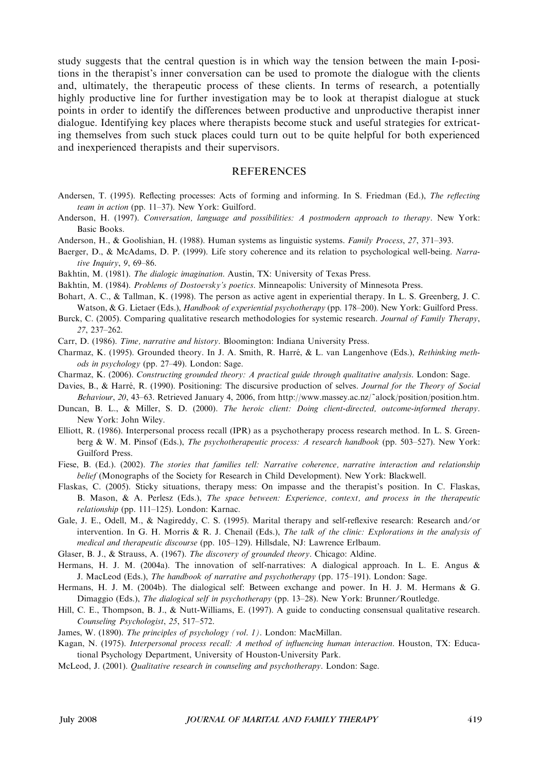study suggests that the central question is in which way the tension between the main I-positions in the therapist's inner conversation can be used to promote the dialogue with the clients and, ultimately, the therapeutic process of these clients. In terms of research, a potentially highly productive line for further investigation may be to look at therapist dialogue at stuck points in order to identify the differences between productive and unproductive therapist inner dialogue. Identifying key places where therapists become stuck and useful strategies for extricating themselves from such stuck places could turn out to be quite helpful for both experienced and inexperienced therapists and their supervisors.

## REFERENCES

Andersen, T. (1995). Reflecting processes: Acts of forming and informing. In S. Friedman (Ed.), *The reflecting team in action* (pp. 11–37). New York: Guilford.

Anderson, H. (1997). *Conversation, language and possibilities: A postmodern approach to therapy*. New York: Basic Books.

Anderson, H., & Goolishian, H. (1988). Human systems as linguistic systems. *Family Process*, *27*, 371–393.

Baerger, D., & McAdams, D. P. (1999). Life story coherence and its relation to psychological well-being. *Narrative Inquiry*, *9*, 69–86.

Bakhtin, M. (1981). *The dialogic imagination*. Austin, TX: University of Texas Press.

Bakhtin, M. (1984). *Problems of Dostoevsky's poetics*. Minneapolis: University of Minnesota Press.

Bohart, A. C., & Tallman, K. (1998). The person as active agent in experiential therapy. In L. S. Greenberg, J. C. Watson, & G. Lietaer (Eds.), *Handbook of experiential psychotherapy* (pp. 178–200). New York: Guilford Press.

Burck, C. (2005). Comparing qualitative research methodologies for systemic research. *Journal of Family Therapy*, *27*, 237–262.

Carr, D. (1986). *Time, narrative and history*. Bloomington: Indiana University Press.

Charmaz, K. (1995). Grounded theory. In J. A. Smith, R. Harré, & L. van Langenhove (Eds.), *Rethinking methods in psychology* (pp. 27–49). London: Sage.

Charmaz, K. (2006). *Constructing grounded theory: A practical guide through qualitative analysis*. London: Sage.

Davies, B., & Harré, R. (1990). Positioning: The discursive production of selves. *Journal for the Theory of Social Behaviour*, *20*, 43–63. Retrieved January 4, 2006, from http://www.massey.ac.nz/~alock/position/position.htm.

Duncan, B. L., & Miller, S. D. (2000). *The heroic client: Doing client-directed, outcome-informed therapy*. New York: John Wiley.

Elliott, R. (1986). Interpersonal process recall (IPR) as a psychotherapy process research method. In L. S. Greenberg & W. M. Pinsof (Eds.), *The psychotherapeutic process: A research handbook* (pp. 503–527). New York: Guilford Press.

Fiese, B. (Ed.). (2002). *The stories that families tell: Narrative coherence, narrative interaction and relationship belief* (Monographs of the Society for Research in Child Development). New York: Blackwell.

Flaskas, C. (2005). Sticky situations, therapy mess: On impasse and the therapist's position. In C. Flaskas, B. Mason, & A. Perlesz (Eds.), *The space between: Experience, context, and process in the therapeutic relationship* (pp. 111–125). London: Karnac.

Gale, J. E., Odell, M., & Nagireddy, C. S. (1995). Marital therapy and self-reflexive research: Research and/or intervention. In G. H. Morris & R. J. Chenail (Eds.), *The talk of the clinic: Explorations in the analysis of medical and therapeutic discourse* (pp. 105–129). Hillsdale, NJ: Lawrence Erlbaum.

Glaser, B. J., & Strauss, A. (1967). *The discovery of grounded theory*. Chicago: Aldine.

Hermans, H. J. M. (2004a). The innovation of self-narratives: A dialogical approach. In L. E. Angus & J. MacLeod (Eds.), *The handbook of narrative and psychotherapy* (pp. 175–191). London: Sage.

Hermans, H. J. M. (2004b). The dialogical self: Between exchange and power. In H. J. M. Hermans & G. Dimaggio (Eds.), *The dialogical self in psychotherapy* (pp. 13–28). New York: Brunner/Routledge.

Hill, C. E., Thompson, B. J., & Nutt-Williams, E. (1997). A guide to conducting consensual qualitative research. *Counseling Psychologist*, *25*, 517–572.

James, W. (1890). *The principles of psychology (vol. 1)*. London: MacMillan.

Kagan, N. (1975). *Interpersonal process recall: A method of influencing human interaction*. Houston, TX: Educational Psychology Department, University of Houston-University Park.

McLeod, J. (2001). *Qualitative research in counseling and psychotherapy*. London: Sage.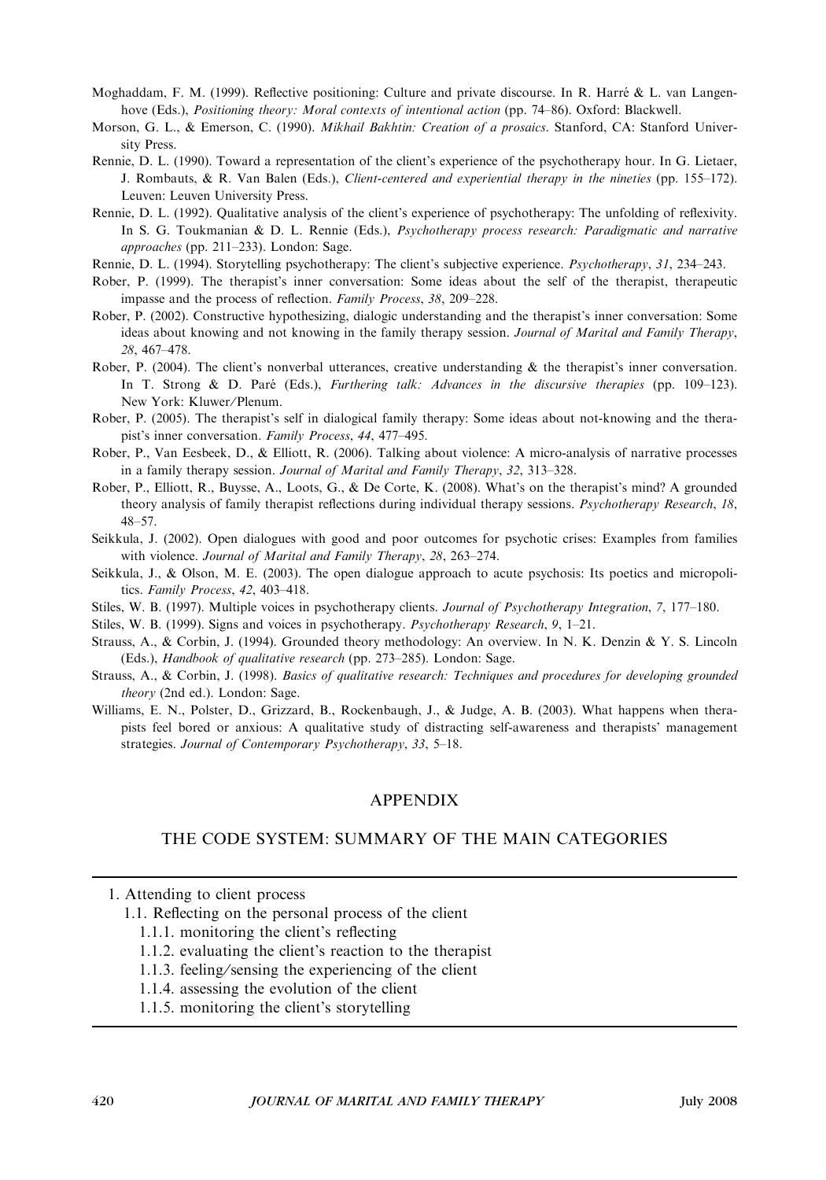Moghaddam, F. M. (1999). Reflective positioning: Culture and private discourse. In R. Harré & L. van Langenhove (Eds.), *Positioning theory: Moral contexts of intentional action* (pp. 74–86). Oxford: Blackwell.

Morson, G. L., & Emerson, C. (1990). *Mikhail Bakhtin: Creation of a prosaics*. Stanford, CA: Stanford University Press.

Rennie, D. L. (1990). Toward a representation of the client's experience of the psychotherapy hour. In G. Lietaer, J. Rombauts, & R. Van Balen (Eds.), *Client-centered and experiential therapy in the nineties* (pp. 155–172). Leuven: Leuven University Press.

Rennie, D. L. (1992). Qualitative analysis of the client's experience of psychotherapy: The unfolding of reflexivity. In S. G. Toukmanian & D. L. Rennie (Eds.), *Psychotherapy process research: Paradigmatic and narrative approaches* (pp. 211–233). London: Sage.

Rennie, D. L. (1994). Storytelling psychotherapy: The client's subjective experience. *Psychotherapy*, *31*, 234–243.

Rober, P. (1999). The therapist's inner conversation: Some ideas about the self of the therapist, therapeutic impasse and the process of reflection. *Family Process*, *38*, 209–228.

Rober, P. (2002). Constructive hypothesizing, dialogic understanding and the therapist's inner conversation: Some ideas about knowing and not knowing in the family therapy session. *Journal of Marital and Family Therapy*, *28*, 467–478.

Rober, P. (2004). The client's nonverbal utterances, creative understanding & the therapist's inner conversation. In T. Strong & D. Paré (Eds.), *Furthering talk: Advances in the discursive therapies* (pp. 109–123). New York: Kluwer/Plenum.

Rober, P. (2005). The therapist's self in dialogical family therapy: Some ideas about not-knowing and the therapist's inner conversation. *Family Process*, *44*, 477–495.

Rober, P., Van Eesbeek, D., & Elliott, R. (2006). Talking about violence: A micro-analysis of narrative processes in a family therapy session. *Journal of Marital and Family Therapy*, *32*, 313–328.

Rober, P., Elliott, R., Buysse, A., Loots, G., & De Corte, K. (2008). What's on the therapist's mind? A grounded theory analysis of family therapist reflections during individual therapy sessions. *Psychotherapy Research*, *18*, 48–57.

Seikkula, J. (2002). Open dialogues with good and poor outcomes for psychotic crises: Examples from families with violence. *Journal of Marital and Family Therapy*, *28*, 263–274.

Seikkula, J., & Olson, M. E. (2003). The open dialogue approach to acute psychosis: Its poetics and micropolitics. *Family Process*, *42*, 403–418.

Stiles, W. B. (1997). Multiple voices in psychotherapy clients. *Journal of Psychotherapy Integration*, *7*, 177–180.

Stiles, W. B. (1999). Signs and voices in psychotherapy. *Psychotherapy Research*, *9*, 1–21.

Strauss, A., & Corbin, J. (1994). Grounded theory methodology: An overview. In N. K. Denzin & Y. S. Lincoln (Eds.), *Handbook of qualitative research* (pp. 273–285). London: Sage.

Strauss, A., & Corbin, J. (1998). *Basics of qualitative research: Techniques and procedures for developing grounded theory* (2nd ed.). London: Sage.

Williams, E. N., Polster, D., Grizzard, B., Rockenbaugh, J., & Judge, A. B. (2003). What happens when therapists feel bored or anxious: A qualitative study of distracting self-awareness and therapists' management strategies. *Journal of Contemporary Psychotherapy*, *33*, 5–18.

## APPENDIX

## THE CODE SYSTEM: SUMMARY OF THE MAIN CATEGORIES

1. Attending to client process
   - 1.1. Reflecting on the personal process of the client
     - 1.1.1. monitoring the client's reflecting
     - 1.1.2. evaluating the client's reaction to the therapist
     - 1.1.3. feeling/sensing the experiencing of the client
     - 1.1.4. assessing the evolution of the client
     - 1.1.5. monitoring the client's storytelling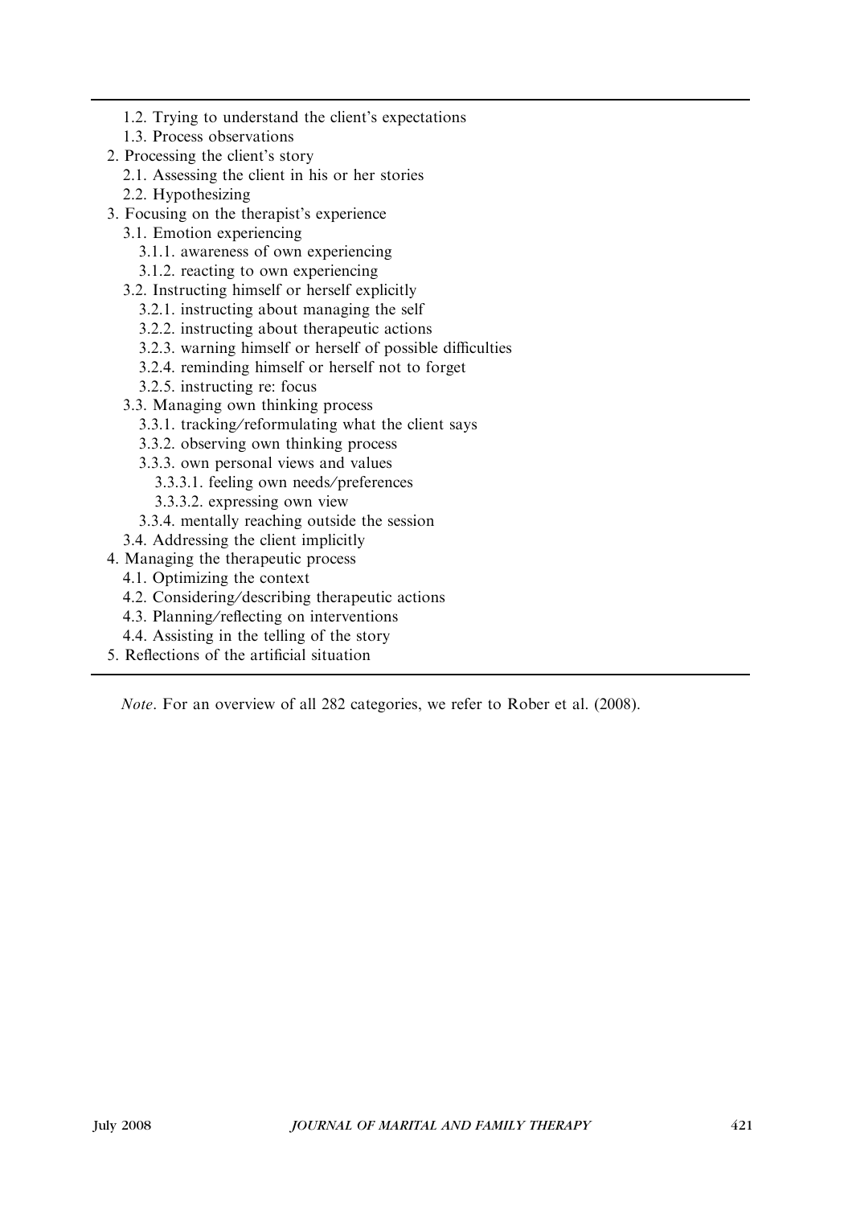- 1.2. Trying to understand the client's expectations
- 1.3. Process observations

2. Processing the client's story
   - 2.1. Assessing the client in his or her stories
   - 2.2. Hypothesizing
3. Focusing on the therapist's experience
   - 3.1. Emotion experiencing
     - 3.1.1. awareness of own experiencing
     - 3.1.2. reacting to own experiencing
   - 3.2. Instructing himself or herself explicitly
     - 3.2.1. instructing about managing the self
     - 3.2.2. instructing about therapeutic actions
     - 3.2.3. warning himself or herself of possible difficulties
     - 3.2.4. reminding himself or herself not to forget
     - 3.2.5. instructing re: focus
   - 3.3. Managing own thinking process
     - 3.3.1. tracking/reformulating what the client says
     - 3.3.2. observing own thinking process
     - 3.3.3. own personal views and values
       - 3.3.3.1. feeling own needs/preferences
       - 3.3.3.2. expressing own view
     - 3.3.4. mentally reaching outside the session
   - 3.4. Addressing the client implicitly
4. Managing the therapeutic process
   - 4.1. Optimizing the context
   - 4.2. Considering/describing therapeutic actions
   - 4.3. Planning/reflecting on interventions
   - 4.4. Assisting in the telling of the story
5. Reflections of the artificial situation

*Note*. For an overview of all 282 categories, we refer to Rober et al. (2008).